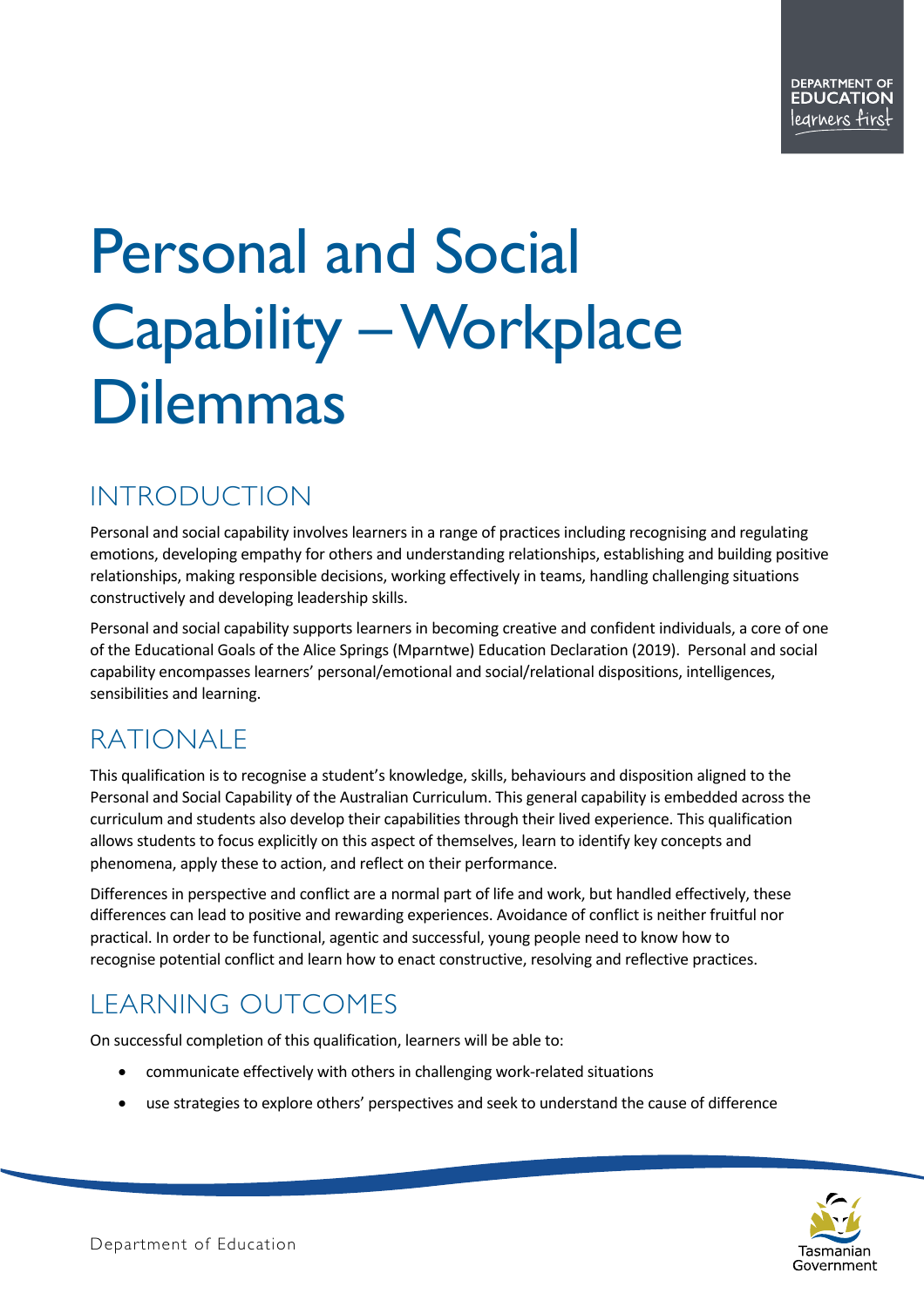# Personal and Social Capability – Workplace Dilemmas

## INTRODUCTION

Personal and social capability involves learners in a range of practices including recognising and regulating emotions, developing empathy for others and understanding relationships, establishing and building positive relationships, making responsible decisions, working effectively in teams, handling challenging situations constructively and developing leadership skills.

Personal and social capability supports learners in becoming creative and confident individuals, a core of one of the Educational Goals of the Alice Springs (Mparntwe) Education Declaration (2019). Personal and social capability encompasses learners' personal/emotional and social/relational dispositions, intelligences, sensibilities and learning.

## RATIONALE

This qualification is to recognise a student's knowledge, skills, behaviours and disposition aligned to the Personal and Social Capability of the Australian Curriculum. This general capability is embedded across the curriculum and students also develop their capabilities through their lived experience. This qualification allows students to focus explicitly on this aspect of themselves, learn to identify key concepts and phenomena, apply these to action, and reflect on their performance.

Differences in perspective and conflict are a normal part of life and work, but handled effectively, these differences can lead to positive and rewarding experiences. Avoidance of conflict is neither fruitful nor practical. In order to be functional, agentic and successful, young people need to know how to recognise potential conflict and learn how to enact constructive, resolving and reflective practices.

## LEARNING OUTCOMES

On successful completion of this qualification, learners will be able to:

- communicate effectively with others in challenging work-related situations
- use strategies to explore others' perspectives and seek to understand the cause of difference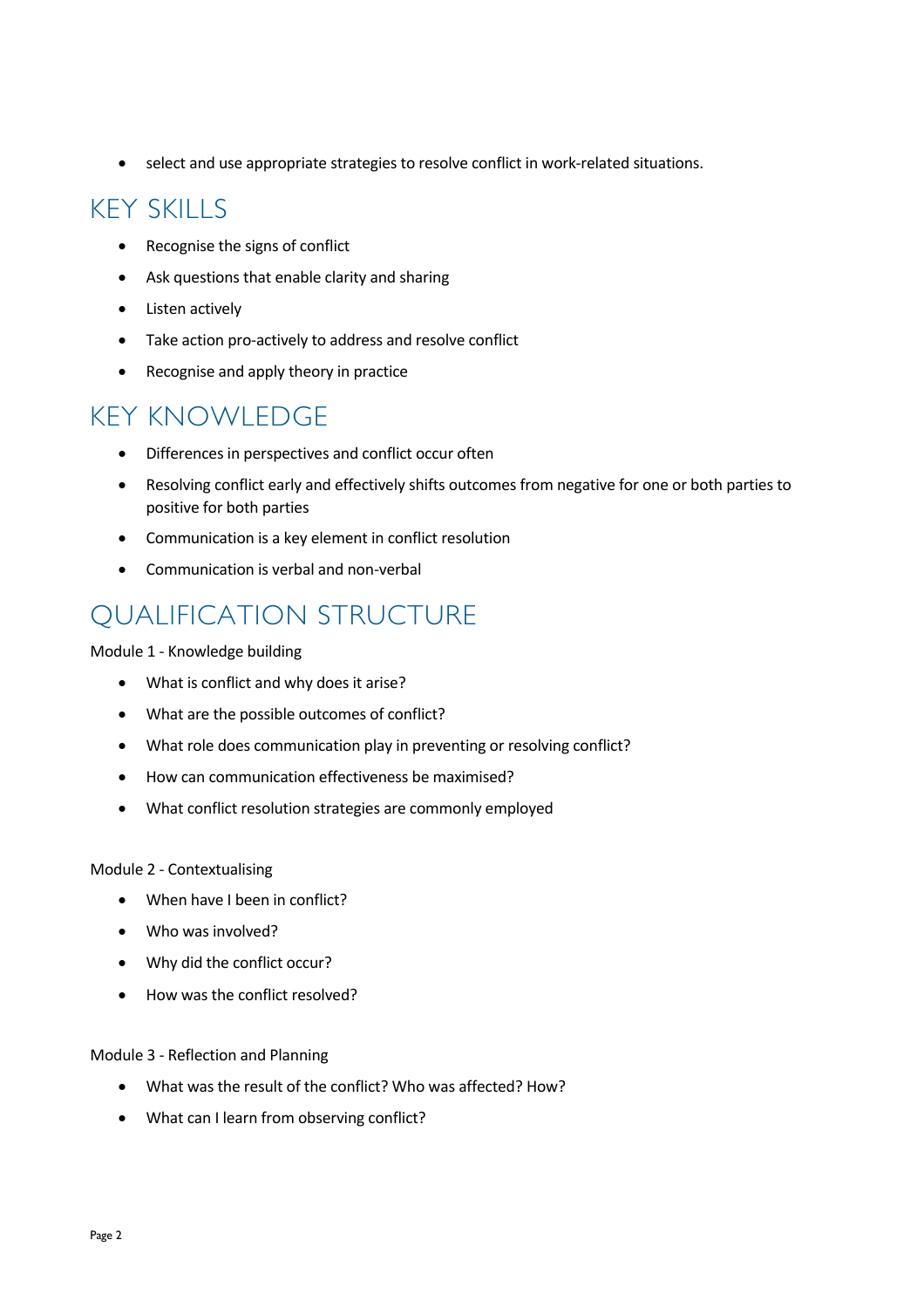- select and use appropriate strategies to resolve conflict in work-related situations.

## KEY SKILLS

- Recognise the signs of conflict
- Ask questions that enable clarity and sharing
- Listen actively
- Take action pro-actively to address and resolve conflict
- Recognise and apply theory in practice

## KEY KNOWLEDGE

- Differences in perspectives and conflict occur often
- Resolving conflict early and effectively shifts outcomes from negative for one or both parties to positive for both parties
- Communication is a key element in conflict resolution
- Communication is verbal and non-verbal

## QUALIFICATION STRUCTURE

Module 1 - Knowledge building

- What is conflict and why does it arise?
- What are the possible outcomes of conflict?
- What role does communication play in preventing or resolving conflict?
- How can communication effectiveness be maximised?
- What conflict resolution strategies are commonly employed

Module 2 - Contextualising

- When have I been in conflict?
- Who was involved?
- Why did the conflict occur?
- How was the conflict resolved?

Module 3 - Reflection and Planning

- What was the result of the conflict? Who was affected? How?
- What can I learn from observing conflict?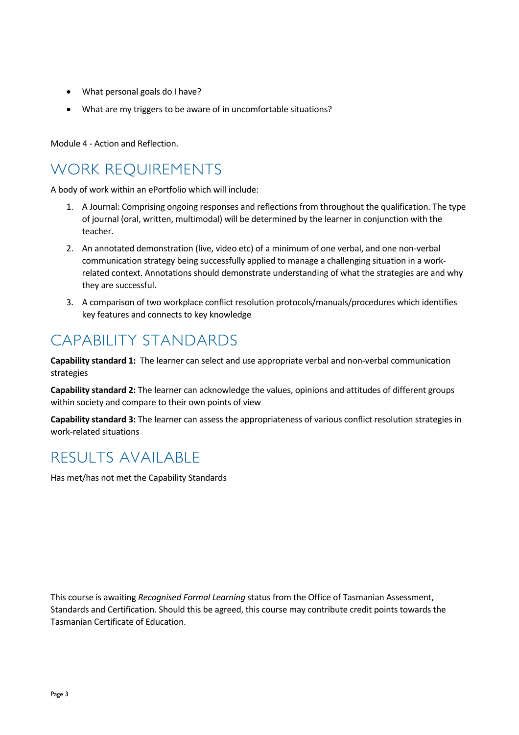- What personal goals do I have?
- What are my triggers to be aware of in uncomfortable situations?

Module 4 - Action and Reflection.

## WORK REQUIREMENTS

A body of work within an ePortfolio which will include:

1. A Journal: Comprising ongoing responses and reflections from throughout the qualification. The type of journal (oral, written, multimodal) will be determined by the learner in conjunction with the teacher.
2. An annotated demonstration (live, video etc) of a minimum of one verbal, and one non-verbal communication strategy being successfully applied to manage a challenging situation in a work-related context. Annotations should demonstrate understanding of what the strategies are and why they are successful.
3. A comparison of two workplace conflict resolution protocols/manuals/procedures which identifies key features and connects to key knowledge

## CAPABILITY STANDARDS

**Capability standard 1:** The learner can select and use appropriate verbal and non-verbal communication strategies

**Capability standard 2:** The learner can acknowledge the values, opinions and attitudes of different groups within society and compare to their own points of view

**Capability standard 3:** The learner can assess the appropriateness of various conflict resolution strategies in work-related situations

## RESULTS AVAILABLE

Has met/has not met the Capability Standards

This course is awaiting *Recognised Formal Learning* status from the Office of Tasmanian Assessment, Standards and Certification. Should this be agreed, this course may contribute credit points towards the Tasmanian Certificate of Education.